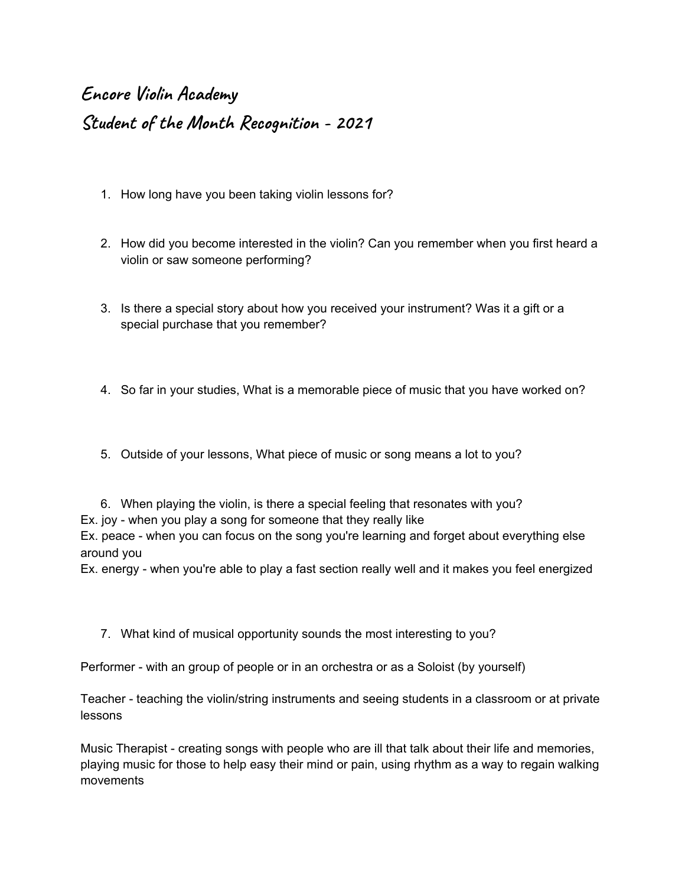# Encore Violin Academy
# Student of the Month Recognition - 2021

1. How long have you been taking violin lessons for?

2. How did you become interested in the violin? Can you remember when you first heard a violin or saw someone performing?

3. Is there a special story about how you received your instrument? Was it a gift or a special purchase that you remember?

4. So far in your studies, What is a memorable piece of music that you have worked on?

5. Outside of your lessons, What piece of music or song means a lot to you?

6. When playing the violin, is there a special feeling that resonates with you?

Ex. joy - when you play a song for someone that they really like
Ex. peace - when you can focus on the song you're learning and forget about everything else around you
Ex. energy - when you're able to play a fast section really well and it makes you feel energized

7. What kind of musical opportunity sounds the most interesting to you?

Performer - with an group of people or in an orchestra or as a Soloist (by yourself)

Teacher - teaching the violin/string instruments and seeing students in a classroom or at private lessons

Music Therapist - creating songs with people who are ill that talk about their life and memories, playing music for those to help easy their mind or pain, using rhythm as a way to regain walking movements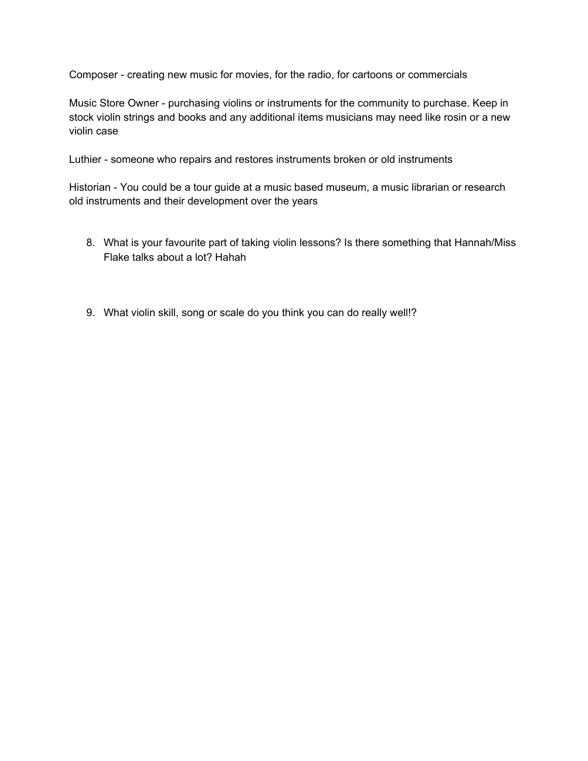Composer - creating new music for movies, for the radio, for cartoons or commercials

Music Store Owner - purchasing violins or instruments for the community to purchase. Keep in stock violin strings and books and any additional items musicians may need like rosin or a new violin case

Luthier - someone who repairs and restores instruments broken or old instruments

Historian - You could be a tour guide at a music based museum, a music librarian or research old instruments and their development over the years

8. What is your favourite part of taking violin lessons? Is there something that Hannah/Miss Flake talks about a lot? Hahah

9. What violin skill, song or scale do you think you can do really well!?